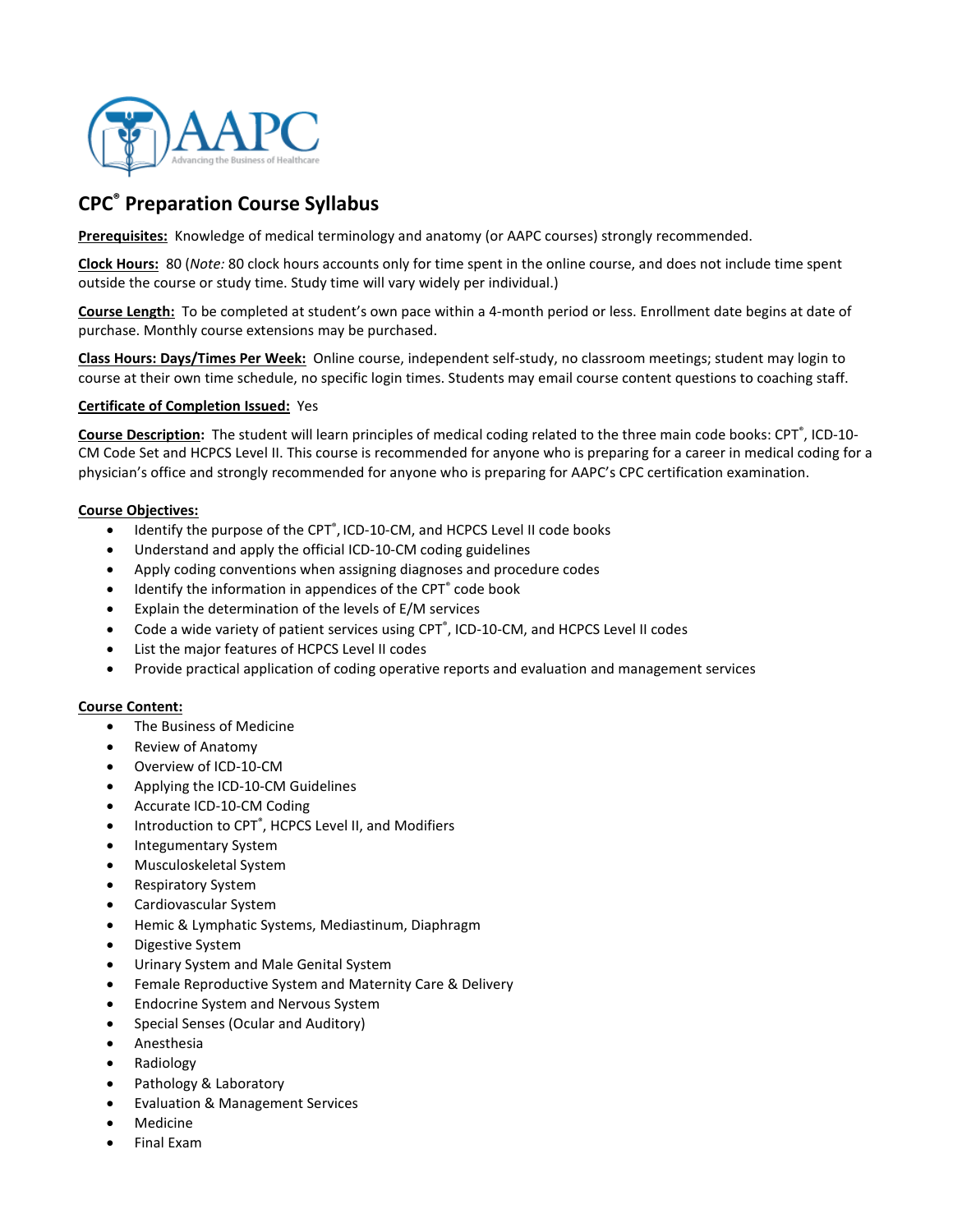AAPC

Advancing the Business of Healthcare

# CPC® Preparation Course Syllabus

**Prerequisites:** Knowledge of medical terminology and anatomy (or AAPC courses) strongly recommended.

**Clock Hours:** 80 (*Note:* 80 clock hours accounts only for time spent in the online course, and does not include time spent outside the course or study time. Study time will vary widely per individual.)

**Course Length:** To be completed at student's own pace within a 4-month period or less. Enrollment date begins at date of purchase. Monthly course extensions may be purchased.

**Class Hours: Days/Times Per Week:** Online course, independent self-study, no classroom meetings; student may login to course at their own time schedule, no specific login times. Students may email course content questions to coaching staff.

**Certificate of Completion Issued:** Yes

**Course Description:** The student will learn principles of medical coding related to the three main code books: CPT®, ICD-10-CM Code Set and HCPCS Level II. This course is recommended for anyone who is preparing for a career in medical coding for a physician's office and strongly recommended for anyone who is preparing for AAPC's CPC certification examination.

**Course Objectives:**

- Identify the purpose of the CPT®, ICD-10-CM, and HCPCS Level II code books
- Understand and apply the official ICD-10-CM coding guidelines
- Apply coding conventions when assigning diagnoses and procedure codes
- Identify the information in appendices of the CPT® code book
- Explain the determination of the levels of E/M services
- Code a wide variety of patient services using CPT®, ICD-10-CM, and HCPCS Level II codes
- List the major features of HCPCS Level II codes
- Provide practical application of coding operative reports and evaluation and management services

**Course Content:**

- The Business of Medicine
- Review of Anatomy
- Overview of ICD-10-CM
- Applying the ICD-10-CM Guidelines
- Accurate ICD-10-CM Coding
- Introduction to CPT®, HCPCS Level II, and Modifiers
- Integumentary System
- Musculoskeletal System
- Respiratory System
- Cardiovascular System
- Hemic & Lymphatic Systems, Mediastinum, Diaphragm
- Digestive System
- Urinary System and Male Genital System
- Female Reproductive System and Maternity Care & Delivery
- Endocrine System and Nervous System
- Special Senses (Ocular and Auditory)
- Anesthesia
- Radiology
- Pathology & Laboratory
- Evaluation & Management Services
- Medicine
- Final Exam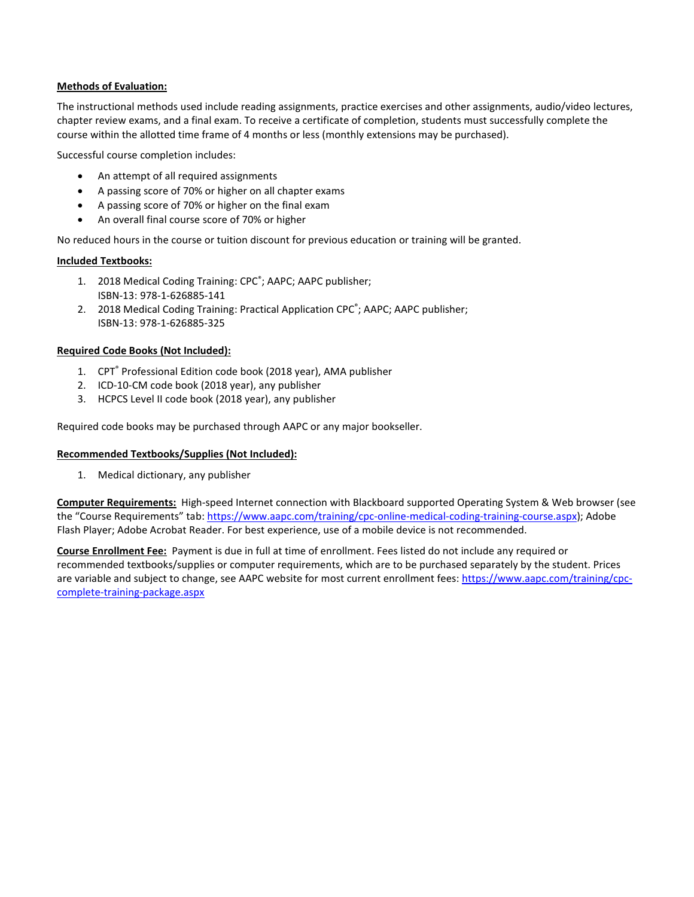**Methods of Evaluation:**

The instructional methods used include reading assignments, practice exercises and other assignments, audio/video lectures, chapter review exams, and a final exam. To receive a certificate of completion, students must successfully complete the course within the allotted time frame of 4 months or less (monthly extensions may be purchased).

Successful course completion includes:

- An attempt of all required assignments
- A passing score of 70% or higher on all chapter exams
- A passing score of 70% or higher on the final exam
- An overall final course score of 70% or higher

No reduced hours in the course or tuition discount for previous education or training will be granted.

**Included Textbooks:**

1. 2018 Medical Coding Training: CPC®; AAPC; AAPC publisher; ISBN-13: 978-1-626885-141
2. 2018 Medical Coding Training: Practical Application CPC®; AAPC; AAPC publisher; ISBN-13: 978-1-626885-325

**Required Code Books (Not Included):**

1. CPT® Professional Edition code book (2018 year), AMA publisher
2. ICD-10-CM code book (2018 year), any publisher
3. HCPCS Level II code book (2018 year), any publisher

Required code books may be purchased through AAPC or any major bookseller.

**Recommended Textbooks/Supplies (Not Included):**

1. Medical dictionary, any publisher

**Computer Requirements:** High-speed Internet connection with Blackboard supported Operating System & Web browser (see the "Course Requirements" tab: https://www.aapc.com/training/cpc-online-medical-coding-training-course.aspx); Adobe Flash Player; Adobe Acrobat Reader. For best experience, use of a mobile device is not recommended.

**Course Enrollment Fee:** Payment is due in full at time of enrollment. Fees listed do not include any required or recommended textbooks/supplies or computer requirements, which are to be purchased separately by the student. Prices are variable and subject to change, see AAPC website for most current enrollment fees: https://www.aapc.com/training/cpc-complete-training-package.aspx